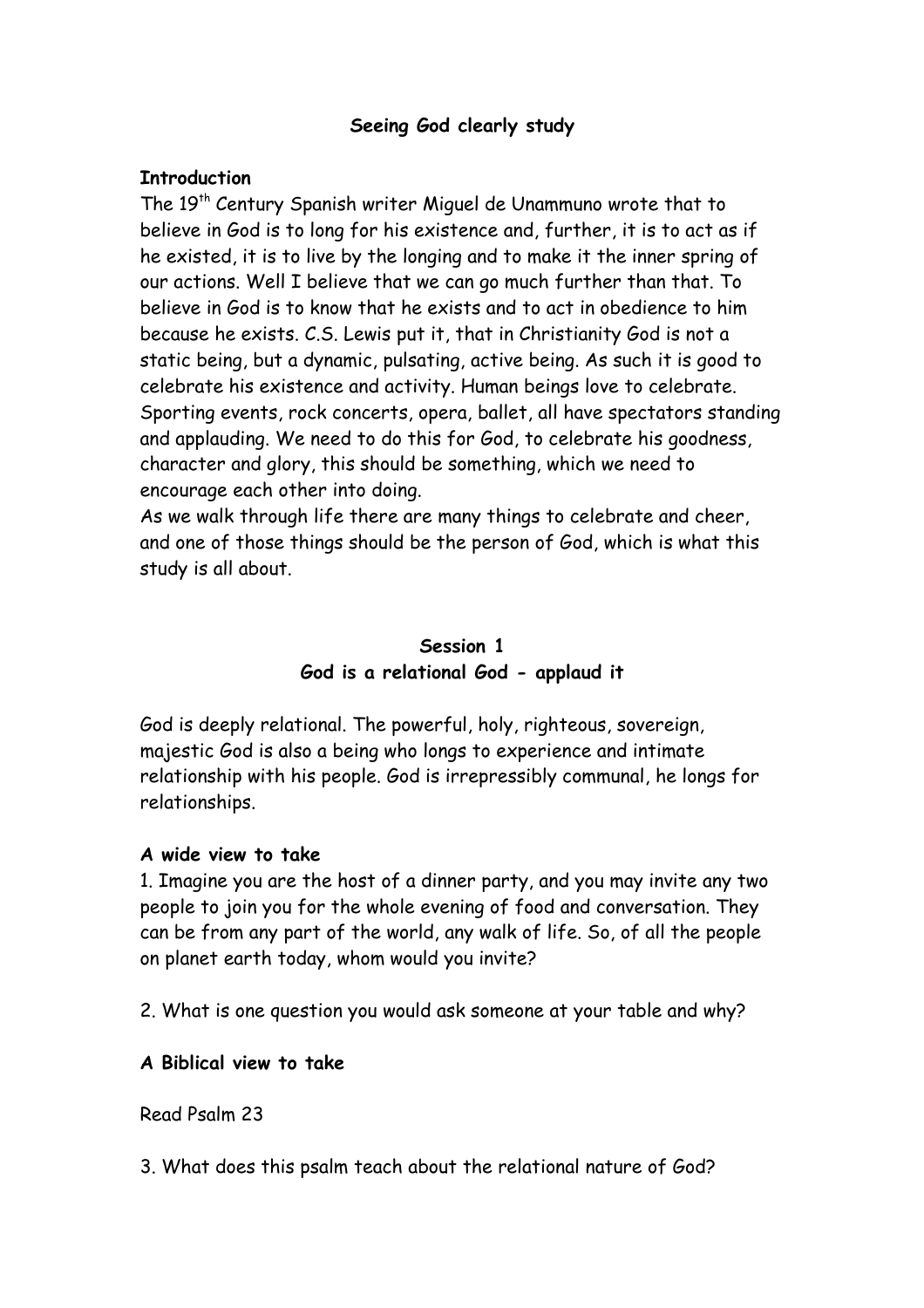# Seeing God clearly study

## Introduction

The 19th Century Spanish writer Miguel de Unammuno wrote that to believe in God is to long for his existence and, further, it is to act as if he existed, it is to live by the longing and to make it the inner spring of our actions. Well I believe that we can go much further than that. To believe in God is to know that he exists and to act in obedience to him because he exists. C.S. Lewis put it, that in Christianity God is not a static being, but a dynamic, pulsating, active being. As such it is good to celebrate his existence and activity. Human beings love to celebrate. Sporting events, rock concerts, opera, ballet, all have spectators standing and applauding. We need to do this for God, to celebrate his goodness, character and glory, this should be something, which we need to encourage each other into doing.

As we walk through life there are many things to celebrate and cheer, and one of those things should be the person of God, which is what this study is all about.

## Session 1
## God is a relational God - applaud it

God is deeply relational. The powerful, holy, righteous, sovereign, majestic God is also a being who longs to experience and intimate relationship with his people. God is irrepressibly communal, he longs for relationships.

### A wide view to take

1. Imagine you are the host of a dinner party, and you may invite any two people to join you for the whole evening of food and conversation. They can be from any part of the world, any walk of life. So, of all the people on planet earth today, whom would you invite?

2. What is one question you would ask someone at your table and why?

### A Biblical view to take

Read Psalm 23

3. What does this psalm teach about the relational nature of God?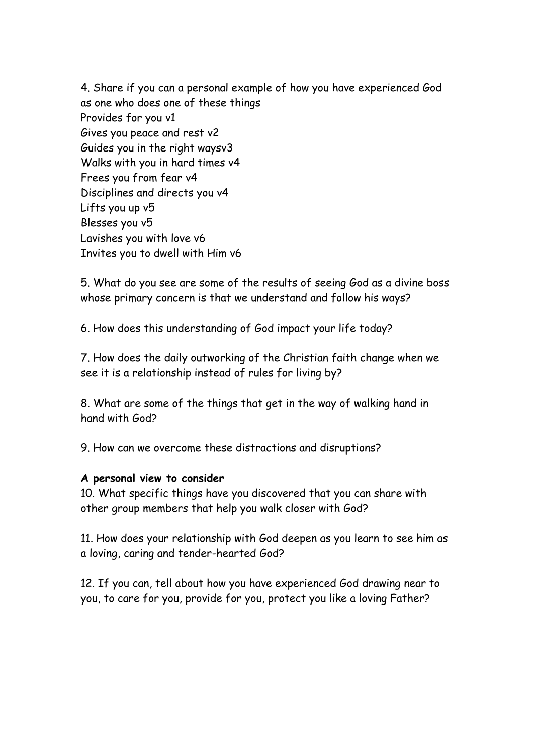4. Share if you can a personal example of how you have experienced God as one who does one of these things
Provides for you v1
Gives you peace and rest v2
Guides you in the right waysv3
Walks with you in hard times v4
Frees you from fear v4
Disciplines and directs you v4
Lifts you up v5
Blesses you v5
Lavishes you with love v6
Invites you to dwell with Him v6

5. What do you see are some of the results of seeing God as a divine boss whose primary concern is that we understand and follow his ways?

6. How does this understanding of God impact your life today?

7. How does the daily outworking of the Christian faith change when we see it is a relationship instead of rules for living by?

8. What are some of the things that get in the way of walking hand in hand with God?

9. How can we overcome these distractions and disruptions?

**A personal view to consider**

10. What specific things have you discovered that you can share with other group members that help you walk closer with God?

11. How does your relationship with God deepen as you learn to see him as a loving, caring and tender-hearted God?

12. If you can, tell about how you have experienced God drawing near to you, to care for you, provide for you, protect you like a loving Father?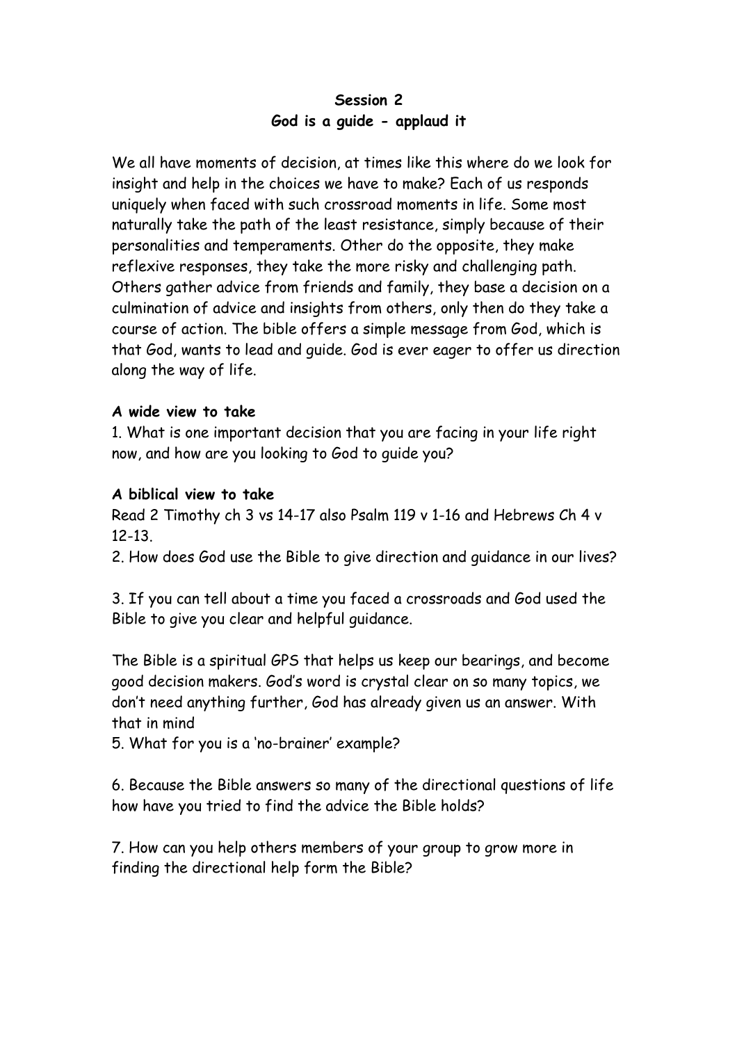**Session 2**
**God is a guide - applaud it**

We all have moments of decision, at times like this where do we look for insight and help in the choices we have to make? Each of us responds uniquely when faced with such crossroad moments in life. Some most naturally take the path of the least resistance, simply because of their personalities and temperaments. Other do the opposite, they make reflexive responses, they take the more risky and challenging path. Others gather advice from friends and family, they base a decision on a culmination of advice and insights from others, only then do they take a course of action. The bible offers a simple message from God, which is that God, wants to lead and guide. God is ever eager to offer us direction along the way of life.

**A wide view to take**

1. What is one important decision that you are facing in your life right now, and how are you looking to God to guide you?

**A biblical view to take**

Read 2 Timothy ch 3 vs 14-17 also Psalm 119 v 1-16 and Hebrews Ch 4 v 12-13.

2. How does God use the Bible to give direction and guidance in our lives?

3. If you can tell about a time you faced a crossroads and God used the Bible to give you clear and helpful guidance.

The Bible is a spiritual GPS that helps us keep our bearings, and become good decision makers. God's word is crystal clear on so many topics, we don't need anything further, God has already given us an answer. With that in mind

5. What for you is a 'no-brainer' example?

6. Because the Bible answers so many of the directional questions of life how have you tried to find the advice the Bible holds?

7. How can you help others members of your group to grow more in finding the directional help form the Bible?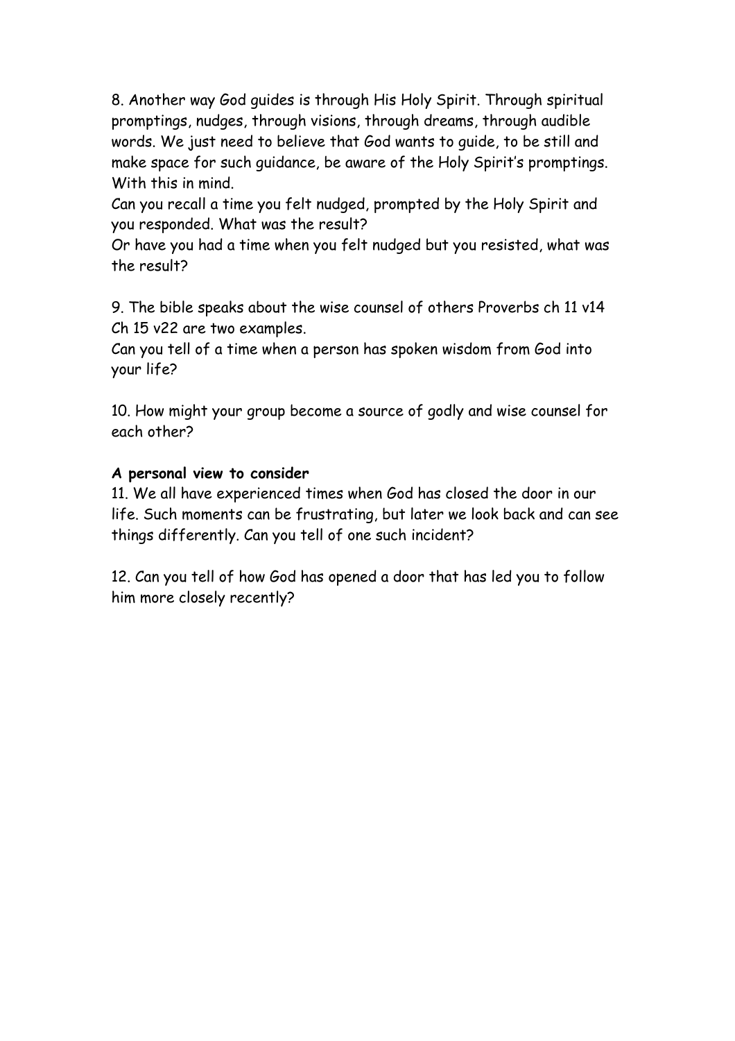8. Another way God guides is through His Holy Spirit. Through spiritual promptings, nudges, through visions, through dreams, through audible words. We just need to believe that God wants to guide, to be still and make space for such guidance, be aware of the Holy Spirit's promptings. With this in mind.

Can you recall a time you felt nudged, prompted by the Holy Spirit and you responded. What was the result?

Or have you had a time when you felt nudged but you resisted, what was the result?

9. The bible speaks about the wise counsel of others Proverbs ch 11 v14 Ch 15 v22 are two examples.

Can you tell of a time when a person has spoken wisdom from God into your life?

10. How might your group become a source of godly and wise counsel for each other?

**A personal view to consider**

11. We all have experienced times when God has closed the door in our life. Such moments can be frustrating, but later we look back and can see things differently. Can you tell of one such incident?

12. Can you tell of how God has opened a door that has led you to follow him more closely recently?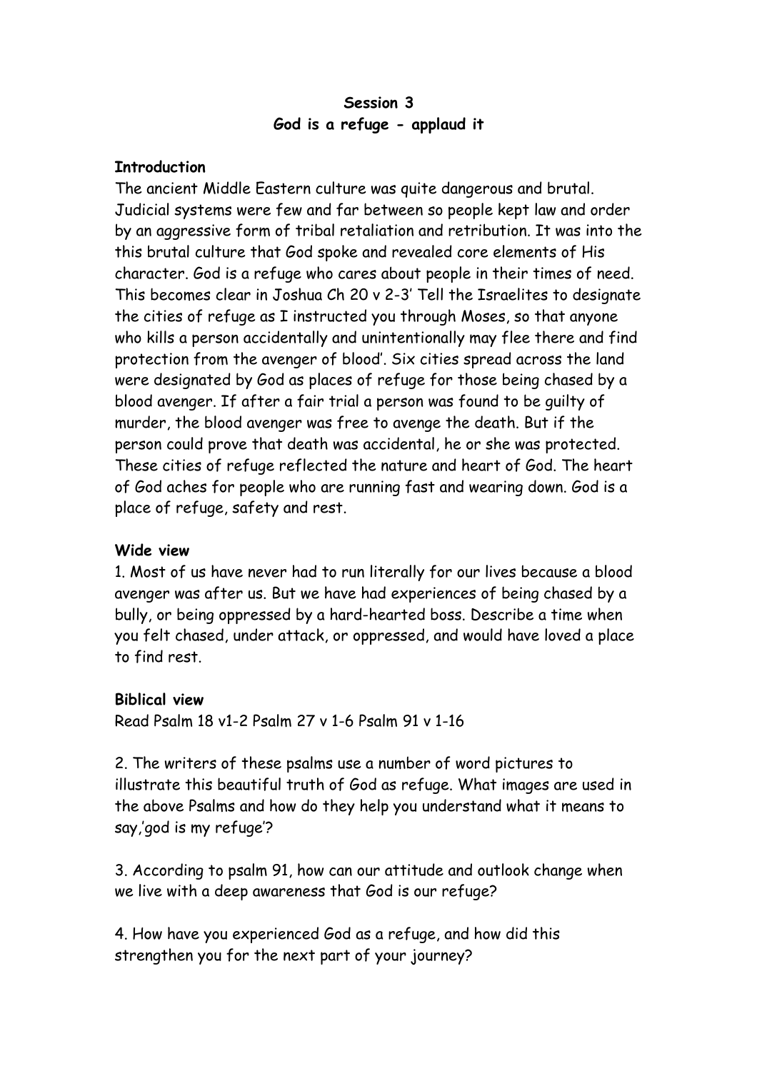**Session 3**
**God is a refuge - applaud it**

**Introduction**

The ancient Middle Eastern culture was quite dangerous and brutal. Judicial systems were few and far between so people kept law and order by an aggressive form of tribal retaliation and retribution. It was into the this brutal culture that God spoke and revealed core elements of His character. God is a refuge who cares about people in their times of need. This becomes clear in Joshua Ch 20 v 2-3' Tell the Israelites to designate the cities of refuge as I instructed you through Moses, so that anyone who kills a person accidentally and unintentionally may flee there and find protection from the avenger of blood'. Six cities spread across the land were designated by God as places of refuge for those being chased by a blood avenger. If after a fair trial a person was found to be guilty of murder, the blood avenger was free to avenge the death. But if the person could prove that death was accidental, he or she was protected. These cities of refuge reflected the nature and heart of God. The heart of God aches for people who are running fast and wearing down. God is a place of refuge, safety and rest.

**Wide view**

1. Most of us have never had to run literally for our lives because a blood avenger was after us. But we have had experiences of being chased by a bully, or being oppressed by a hard-hearted boss. Describe a time when you felt chased, under attack, or oppressed, and would have loved a place to find rest.

**Biblical view**

Read Psalm 18 v1-2 Psalm 27 v 1-6 Psalm 91 v 1-16

2. The writers of these psalms use a number of word pictures to illustrate this beautiful truth of God as refuge. What images are used in the above Psalms and how do they help you understand what it means to say,'god is my refuge'?

3. According to psalm 91, how can our attitude and outlook change when we live with a deep awareness that God is our refuge?

4. How have you experienced God as a refuge, and how did this strengthen you for the next part of your journey?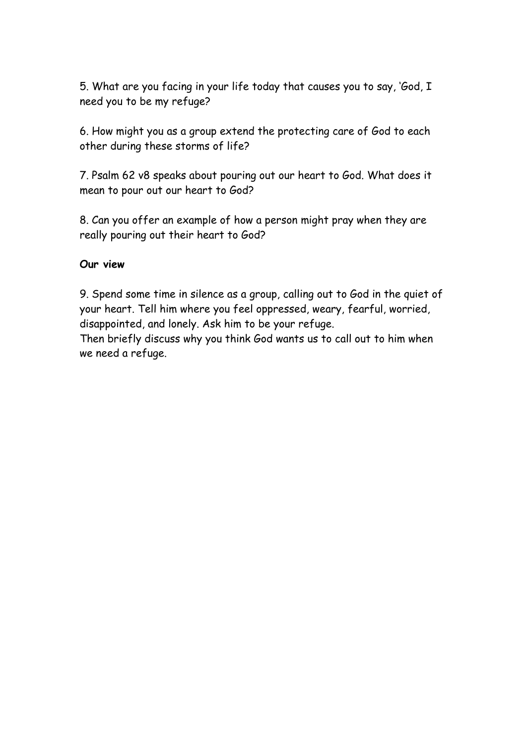5. What are you facing in your life today that causes you to say, 'God, I need you to be my refuge?

6. How might you as a group extend the protecting care of God to each other during these storms of life?

7. Psalm 62 v8 speaks about pouring out our heart to God. What does it mean to pour out our heart to God?

8. Can you offer an example of how a person might pray when they are really pouring out their heart to God?

**Our view**

9. Spend some time in silence as a group, calling out to God in the quiet of your heart. Tell him where you feel oppressed, weary, fearful, worried, disappointed, and lonely. Ask him to be your refuge.
Then briefly discuss why you think God wants us to call out to him when we need a refuge.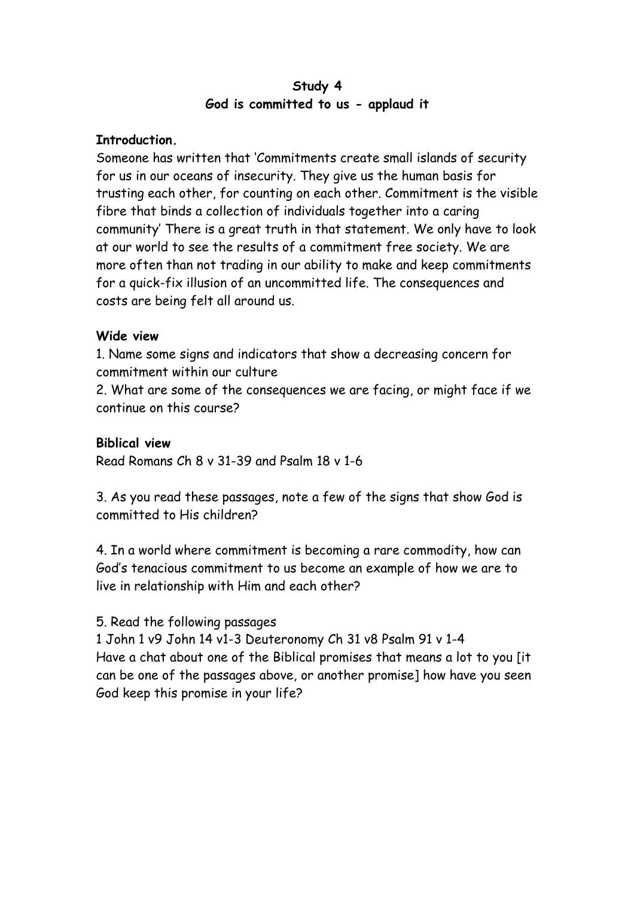# Study 4
## God is committed to us - applaud it

**Introduction.**

Someone has written that 'Commitments create small islands of security for us in our oceans of insecurity. They give us the human basis for trusting each other, for counting on each other. Commitment is the visible fibre that binds a collection of individuals together into a caring community' There is a great truth in that statement. We only have to look at our world to see the results of a commitment free society. We are more often than not trading in our ability to make and keep commitments for a quick-fix illusion of an uncommitted life. The consequences and costs are being felt all around us.

**Wide view**

1. Name some signs and indicators that show a decreasing concern for commitment within our culture
2. What are some of the consequences we are facing, or might face if we continue on this course?

**Biblical view**

Read Romans Ch 8 v 31-39 and Psalm 18 v 1-6

3. As you read these passages, note a few of the signs that show God is committed to His children?

4. In a world where commitment is becoming a rare commodity, how can God's tenacious commitment to us become an example of how we are to live in relationship with Him and each other?

5. Read the following passages
1 John 1 v9 John 14 v1-3 Deuteronomy Ch 31 v8 Psalm 91 v 1-4
Have a chat about one of the Biblical promises that means a lot to you [it can be one of the passages above, or another promise] how have you seen God keep this promise in your life?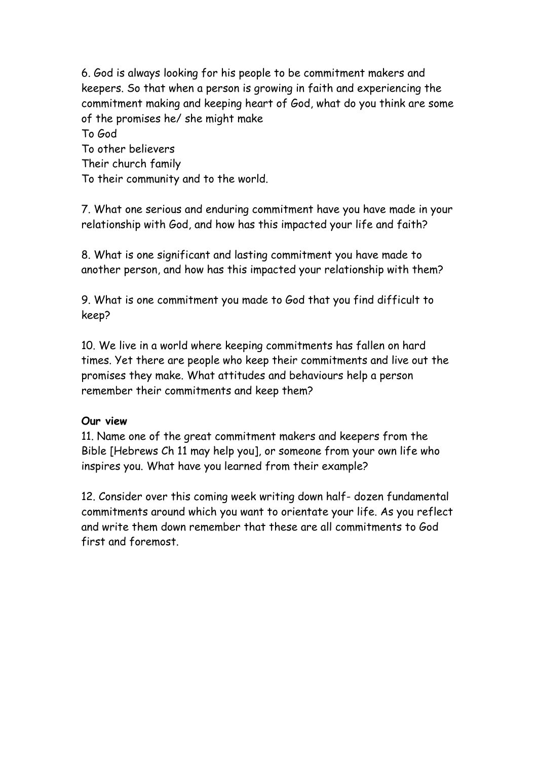6. God is always looking for his people to be commitment makers and keepers. So that when a person is growing in faith and experiencing the commitment making and keeping heart of God, what do you think are some of the promises he/ she might make
To God
To other believers
Their church family
To their community and to the world.

7. What one serious and enduring commitment have you have made in your relationship with God, and how has this impacted your life and faith?

8. What is one significant and lasting commitment you have made to another person, and how has this impacted your relationship with them?

9. What is one commitment you made to God that you find difficult to keep?

10. We live in a world where keeping commitments has fallen on hard times. Yet there are people who keep their commitments and live out the promises they make. What attitudes and behaviours help a person remember their commitments and keep them?

**Our view**

11. Name one of the great commitment makers and keepers from the Bible [Hebrews Ch 11 may help you], or someone from your own life who inspires you. What have you learned from their example?

12. Consider over this coming week writing down half- dozen fundamental commitments around which you want to orientate your life. As you reflect and write them down remember that these are all commitments to God first and foremost.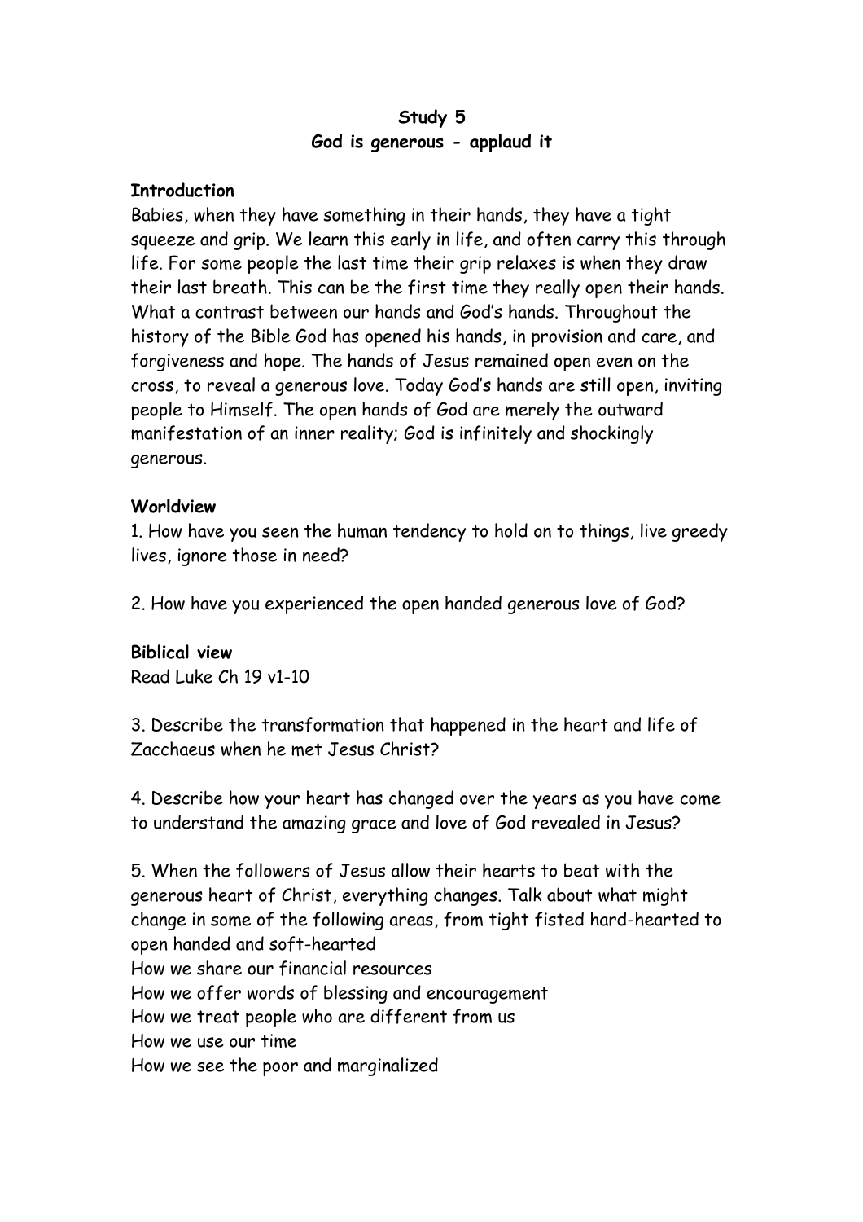# Study 5
## God is generous - applaud it

**Introduction**

Babies, when they have something in their hands, they have a tight squeeze and grip. We learn this early in life, and often carry this through life. For some people the last time their grip relaxes is when they draw their last breath. This can be the first time they really open their hands. What a contrast between our hands and God's hands. Throughout the history of the Bible God has opened his hands, in provision and care, and forgiveness and hope. The hands of Jesus remained open even on the cross, to reveal a generous love. Today God's hands are still open, inviting people to Himself. The open hands of God are merely the outward manifestation of an inner reality; God is infinitely and shockingly generous.

**Worldview**

1. How have you seen the human tendency to hold on to things, live greedy lives, ignore those in need?

2. How have you experienced the open handed generous love of God?

**Biblical view**

Read Luke Ch 19 v1-10

3. Describe the transformation that happened in the heart and life of Zacchaeus when he met Jesus Christ?

4. Describe how your heart has changed over the years as you have come to understand the amazing grace and love of God revealed in Jesus?

5. When the followers of Jesus allow their hearts to beat with the generous heart of Christ, everything changes. Talk about what might change in some of the following areas, from tight fisted hard-hearted to open handed and soft-hearted

How we share our financial resources
How we offer words of blessing and encouragement
How we treat people who are different from us
How we use our time
How we see the poor and marginalized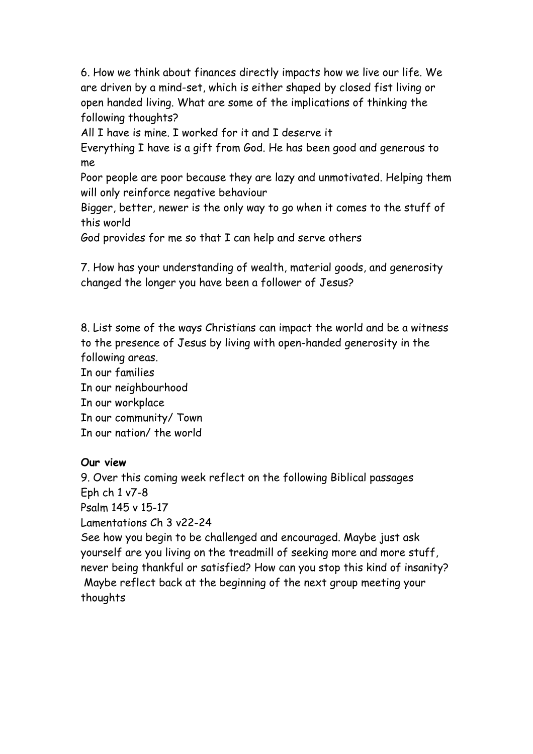6. How we think about finances directly impacts how we live our life. We are driven by a mind-set, which is either shaped by closed fist living or open handed living. What are some of the implications of thinking the following thoughts?

All I have is mine. I worked for it and I deserve it

Everything I have is a gift from God. He has been good and generous to me

Poor people are poor because they are lazy and unmotivated. Helping them will only reinforce negative behaviour

Bigger, better, newer is the only way to go when it comes to the stuff of this world

God provides for me so that I can help and serve others

7. How has your understanding of wealth, material goods, and generosity changed the longer you have been a follower of Jesus?

8. List some of the ways Christians can impact the world and be a witness to the presence of Jesus by living with open-handed generosity in the following areas.

In our families

In our neighbourhood

In our workplace

In our community/ Town

In our nation/ the world

**Our view**

9. Over this coming week reflect on the following Biblical passages

Eph ch 1 v7-8

Psalm 145 v 15-17

Lamentations Ch 3 v22-24

See how you begin to be challenged and encouraged. Maybe just ask yourself are you living on the treadmill of seeking more and more stuff, never being thankful or satisfied? How can you stop this kind of insanity? Maybe reflect back at the beginning of the next group meeting your thoughts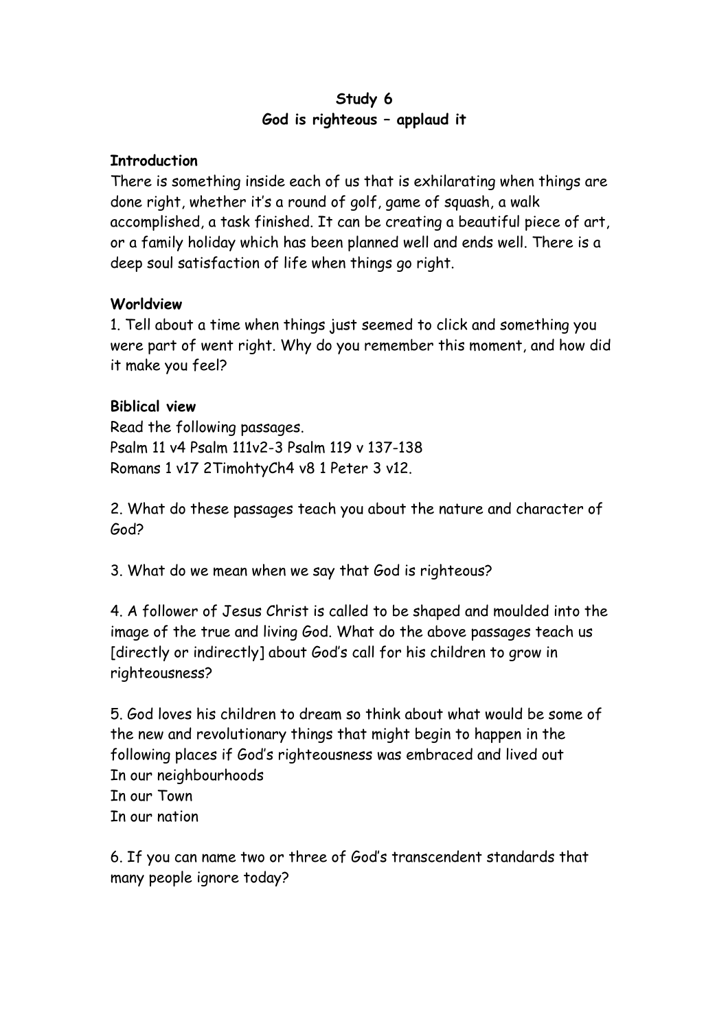**Study 6**
**God is righteous – applaud it**

**Introduction**

There is something inside each of us that is exhilarating when things are done right, whether it's a round of golf, game of squash, a walk accomplished, a task finished. It can be creating a beautiful piece of art, or a family holiday which has been planned well and ends well. There is a deep soul satisfaction of life when things go right.

**Worldview**

1. Tell about a time when things just seemed to click and something you were part of went right. Why do you remember this moment, and how did it make you feel?

**Biblical view**

Read the following passages.
Psalm 11 v4 Psalm 111v2-3 Psalm 119 v 137-138
Romans 1 v17 2TimohtyCh4 v8 1 Peter 3 v12.

2. What do these passages teach you about the nature and character of God?

3. What do we mean when we say that God is righteous?

4. A follower of Jesus Christ is called to be shaped and moulded into the image of the true and living God. What do the above passages teach us [directly or indirectly] about God's call for his children to grow in righteousness?

5. God loves his children to dream so think about what would be some of the new and revolutionary things that might begin to happen in the following places if God's righteousness was embraced and lived out
In our neighbourhoods
In our Town
In our nation

6. If you can name two or three of God's transcendent standards that many people ignore today?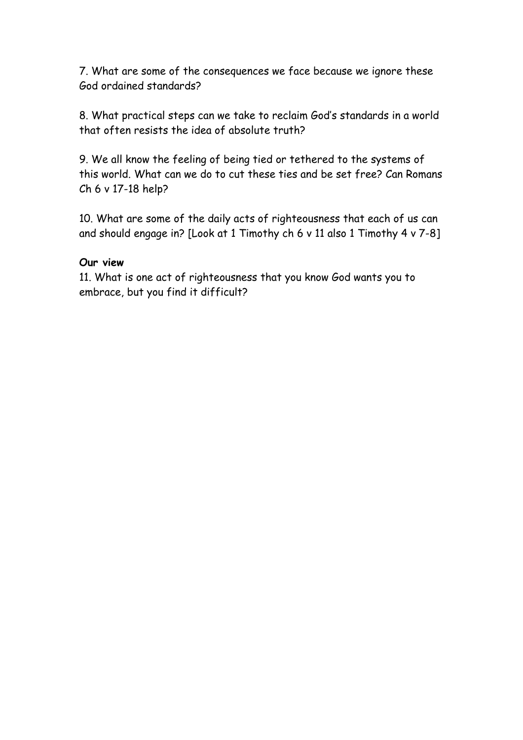7. What are some of the consequences we face because we ignore these God ordained standards?

8. What practical steps can we take to reclaim God's standards in a world that often resists the idea of absolute truth?

9. We all know the feeling of being tied or tethered to the systems of this world. What can we do to cut these ties and be set free? Can Romans Ch 6 v 17-18 help?

10. What are some of the daily acts of righteousness that each of us can and should engage in? [Look at 1 Timothy ch 6 v 11 also 1 Timothy 4 v 7-8]

**Our view**

11. What is one act of righteousness that you know God wants you to embrace, but you find it difficult?